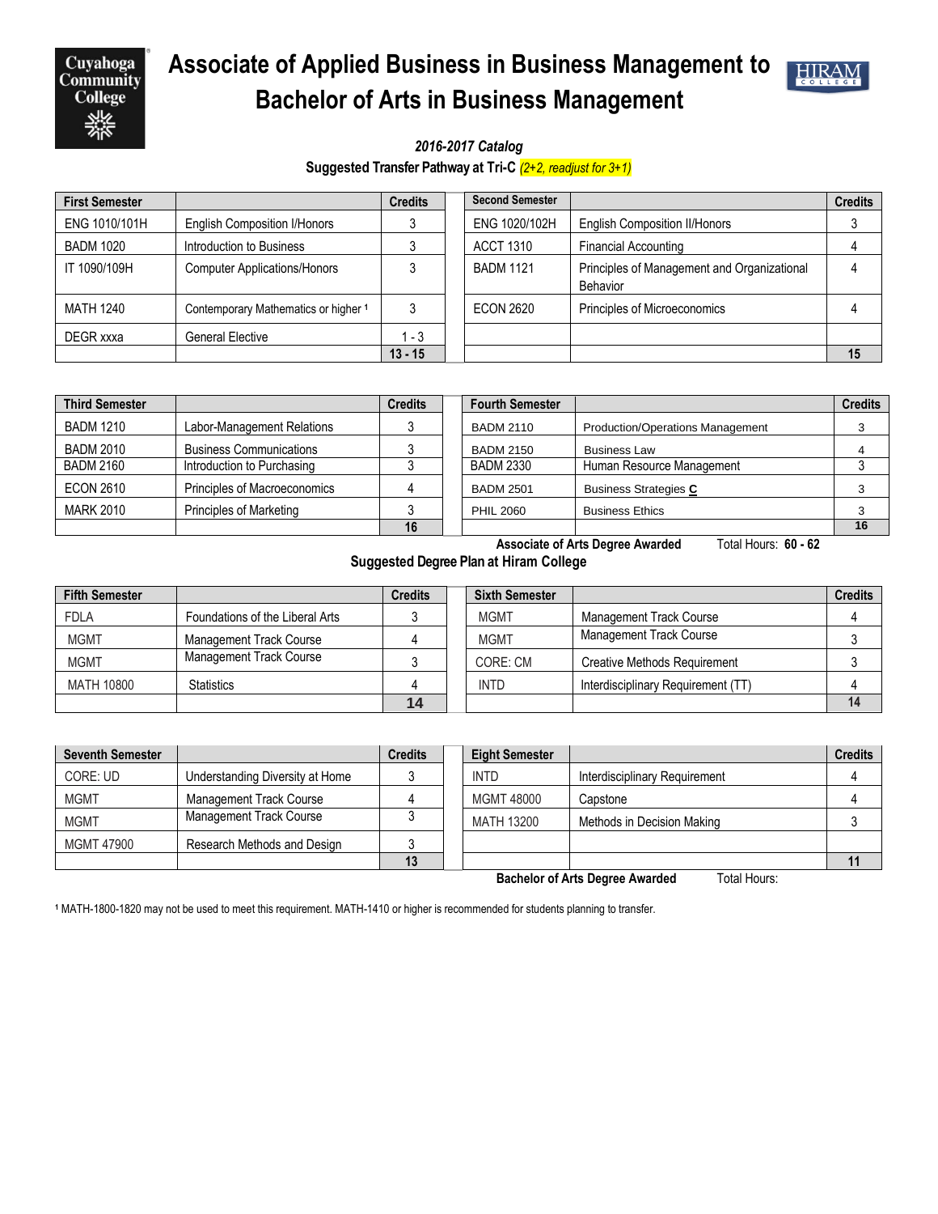# Associate of Applied Business in Business Management to Bachelor of Arts in Business Management

***2016-2017 Catalog***

**Suggested Transfer Pathway at Tri-C** *(2+2, readjust for 3+1)*

| First Semester | | Credits | Second Semester | | Credits |
|---|---|---|---|---|---|
| ENG 1010/101H | English Composition I/Honors | 3 | ENG 1020/102H | English Composition II/Honors | 3 |
| BADM 1020 | Introduction to Business | 3 | ACCT 1310 | Financial Accounting | 4 |
| IT 1090/109H | Computer Applications/Honors | 3 | BADM 1121 | Principles of Management and Organizational Behavior | 4 |
| MATH 1240 | Contemporary Mathematics or higher [1] | 3 | ECON 2620 | Principles of Microeconomics | 4 |
| DEGR xxxa | General Elective | 1 - 3 | | | |
| | | **13 - 15** | | | **15** |

| Third Semester | | Credits | Fourth Semester | | Credits |
|---|---|---|---|---|---|
| BADM 1210 | Labor-Management Relations | 3 | BADM 2110 | Production/Operations Management | 3 |
| BADM 2010 | Business Communications | 3 | BADM 2150 | Business Law | 4 |
| BADM 2160 | Introduction to Purchasing | 3 | BADM 2330 | Human Resource Management | 3 |
| ECON 2610 | Principles of Macroeconomics | 4 | BADM 2501 | Business Strategies **C** | 3 |
| MARK 2010 | Principles of Marketing | 3 | PHIL 2060 | Business Ethics | 3 |
| | | **16** | | | **16** |

**Associate of Arts Degree Awarded** Total Hours: **60 - 62**

**Suggested Degree Plan at Hiram College**

| Fifth Semester | | Credits | Sixth Semester | | Credits |
|---|---|---|---|---|---|
| FDLA | Foundations of the Liberal Arts | 3 | MGMT | Management Track Course | 4 |
| MGMT | Management Track Course | 4 | MGMT | Management Track Course | 3 |
| MGMT | Management Track Course | 3 | CORE: CM | Creative Methods Requirement | 3 |
| MATH 10800 | Statistics | 4 | INTD | Interdisciplinary Requirement (TT) | 4 |
| | | **14** | | | **14** |

| Seventh Semester | | Credits | Eight Semester | | Credits |
|---|---|---|---|---|---|
| CORE: UD | Understanding Diversity at Home | 3 | INTD | Interdisciplinary Requirement | 4 |
| MGMT | Management Track Course | 4 | MGMT 48000 | Capstone | 4 |
| MGMT | Management Track Course | 3 | MATH 13200 | Methods in Decision Making | 3 |
| MGMT 47900 | Research Methods and Design | 3 | | | |
| | | **13** | | | **11** |

**Bachelor of Arts Degree Awarded** Total Hours:

[1] MATH-1800-1820 may not be used to meet this requirement. MATH-1410 or higher is recommended for students planning to transfer.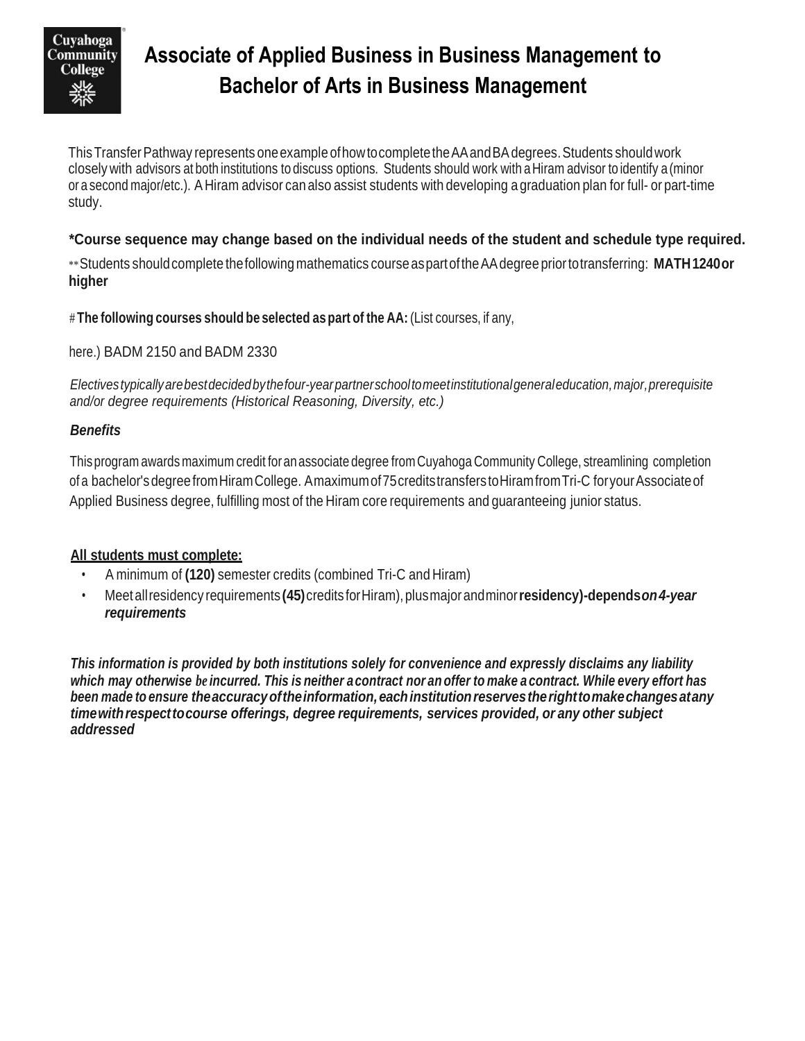# Associate of Applied Business in Business Management to Bachelor of Arts in Business Management

This Transfer Pathway represents one example of how to complete the AA and BA degrees. Students should work closely with advisors at both institutions to discuss options. Students should work with a Hiram advisor to identify a (minor or a second major/etc.). A Hiram advisor can also assist students with developing a graduation plan for full- or part-time study.

**\*Course sequence may change based on the individual needs of the student and schedule type required.**

\*\*Students should complete the following mathematics course as part of the AA degree prior to transferring: **MATH1240 or higher**

# **The following courses should be selected as part of the AA:** (List courses, if any,

here.) BADM 2150 and BADM 2330

*Electives typically are best decided by the four-year partner school to meet institutional general education, major, prerequisite and/or degree requirements (Historical Reasoning, Diversity, etc.)*

***Benefits***

This program awards maximum credit for an associate degree from Cuyahoga Community College, streamlining completion of a bachelor's degree from Hiram College. A maximum of 75 credits transfers to Hiram from Tri-C for your Associate of Applied Business degree, fulfilling most of the Hiram core requirements and guaranteeing junior status.

**<u>All students must complete:</u>**

- A minimum of **(120)** semester credits (combined Tri-C and Hiram)
- Meet all residency requirements **(45)** credits for Hiram), plus major and minor **residency)-depends *on 4-year requirements***

***This information is provided by both institutions solely for convenience and expressly disclaims any liability which may otherwise be incurred. This is neither a contract nor an offer to make a contract. While every effort has been made to ensure the accuracy of the information, each institution reserves the right to make changes at any time with respect to course offerings, degree requirements, services provided, or any other subject addressed***